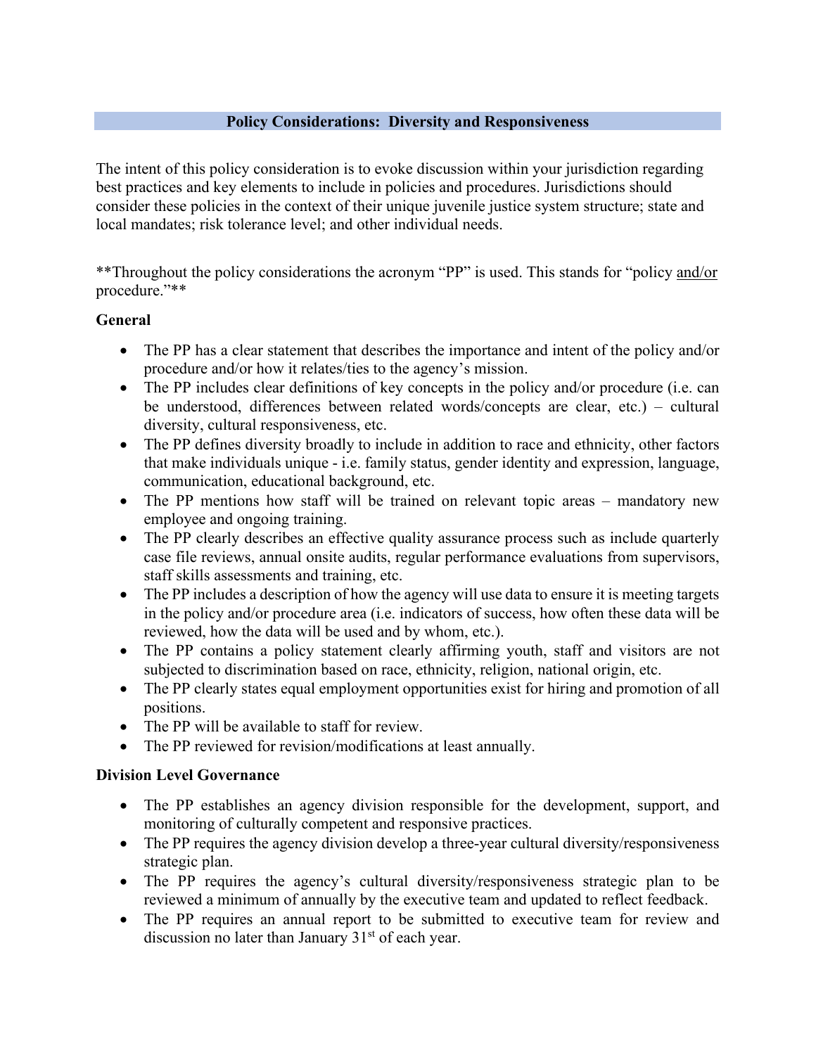## Policy Considerations: Diversity and Responsiveness

The intent of this policy consideration is to evoke discussion within your jurisdiction regarding best practices and key elements to include in policies and procedures. Jurisdictions should consider these policies in the context of their unique juvenile justice system structure; state and local mandates; risk tolerance level; and other individual needs.

**Throughout the policy considerations the acronym "PP" is used. This stands for "policy <u>and/or</u> procedure."**

### General

- The PP has a clear statement that describes the importance and intent of the policy and/or procedure and/or how it relates/ties to the agency's mission.
- The PP includes clear definitions of key concepts in the policy and/or procedure (i.e. can be understood, differences between related words/concepts are clear, etc.) – cultural diversity, cultural responsiveness, etc.
- The PP defines diversity broadly to include in addition to race and ethnicity, other factors that make individuals unique - i.e. family status, gender identity and expression, language, communication, educational background, etc.
- The PP mentions how staff will be trained on relevant topic areas – mandatory new employee and ongoing training.
- The PP clearly describes an effective quality assurance process such as include quarterly case file reviews, annual onsite audits, regular performance evaluations from supervisors, staff skills assessments and training, etc.
- The PP includes a description of how the agency will use data to ensure it is meeting targets in the policy and/or procedure area (i.e. indicators of success, how often these data will be reviewed, how the data will be used and by whom, etc.).
- The PP contains a policy statement clearly affirming youth, staff and visitors are not subjected to discrimination based on race, ethnicity, religion, national origin, etc.
- The PP clearly states equal employment opportunities exist for hiring and promotion of all positions.
- The PP will be available to staff for review.
- The PP reviewed for revision/modifications at least annually.

### Division Level Governance

- The PP establishes an agency division responsible for the development, support, and monitoring of culturally competent and responsive practices.
- The PP requires the agency division develop a three-year cultural diversity/responsiveness strategic plan.
- The PP requires the agency's cultural diversity/responsiveness strategic plan to be reviewed a minimum of annually by the executive team and updated to reflect feedback.
- The PP requires an annual report to be submitted to executive team for review and discussion no later than January 31st of each year.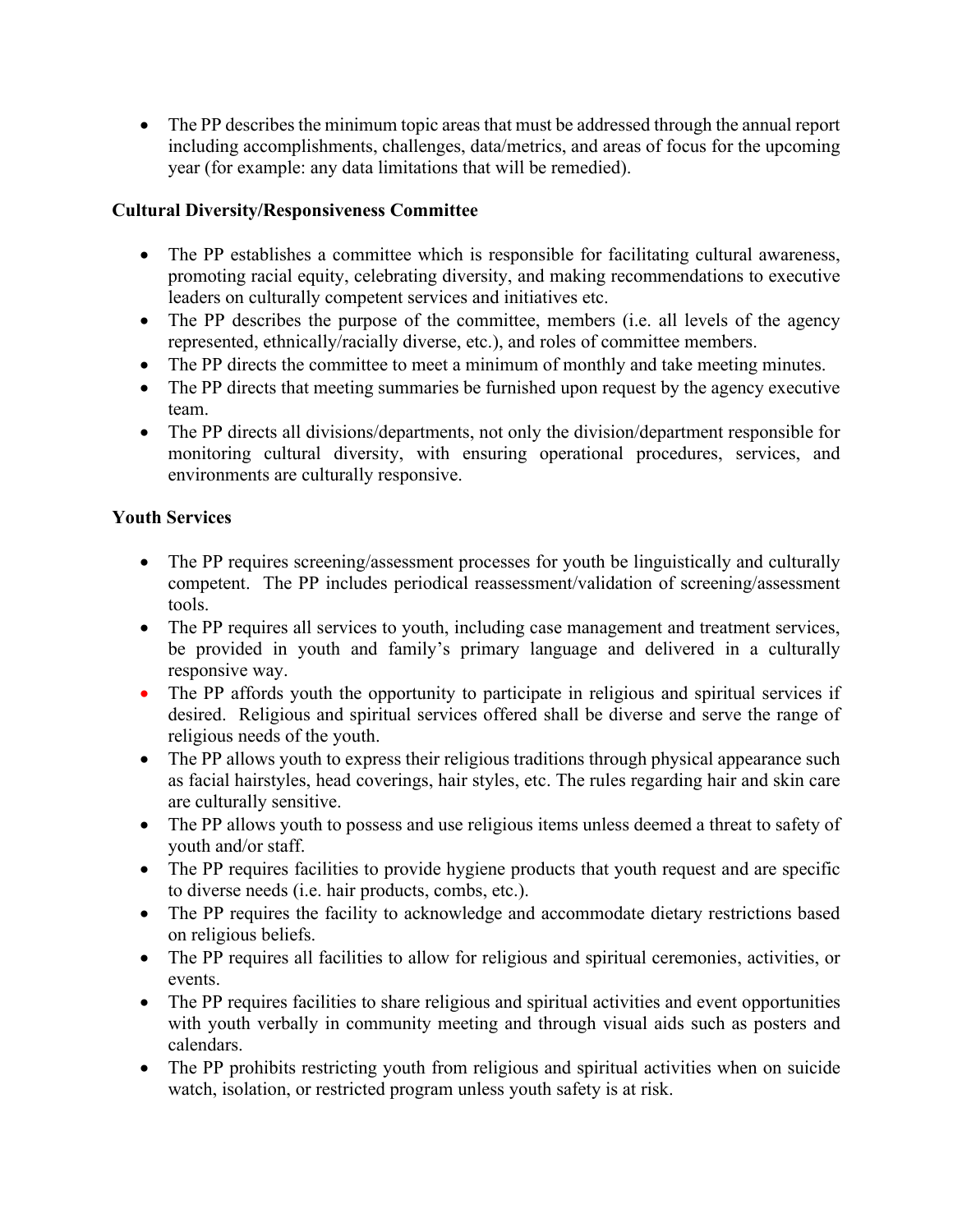- The PP describes the minimum topic areas that must be addressed through the annual report including accomplishments, challenges, data/metrics, and areas of focus for the upcoming year (for example: any data limitations that will be remedied).

**Cultural Diversity/Responsiveness Committee**

- The PP establishes a committee which is responsible for facilitating cultural awareness, promoting racial equity, celebrating diversity, and making recommendations to executive leaders on culturally competent services and initiatives etc.
- The PP describes the purpose of the committee, members (i.e. all levels of the agency represented, ethnically/racially diverse, etc.), and roles of committee members.
- The PP directs the committee to meet a minimum of monthly and take meeting minutes.
- The PP directs that meeting summaries be furnished upon request by the agency executive team.
- The PP directs all divisions/departments, not only the division/department responsible for monitoring cultural diversity, with ensuring operational procedures, services, and environments are culturally responsive.

**Youth Services**

- The PP requires screening/assessment processes for youth be linguistically and culturally competent. The PP includes periodical reassessment/validation of screening/assessment tools.
- The PP requires all services to youth, including case management and treatment services, be provided in youth and family's primary language and delivered in a culturally responsive way.
- The PP affords youth the opportunity to participate in religious and spiritual services if desired. Religious and spiritual services offered shall be diverse and serve the range of religious needs of the youth.
- The PP allows youth to express their religious traditions through physical appearance such as facial hairstyles, head coverings, hair styles, etc. The rules regarding hair and skin care are culturally sensitive.
- The PP allows youth to possess and use religious items unless deemed a threat to safety of youth and/or staff.
- The PP requires facilities to provide hygiene products that youth request and are specific to diverse needs (i.e. hair products, combs, etc.).
- The PP requires the facility to acknowledge and accommodate dietary restrictions based on religious beliefs.
- The PP requires all facilities to allow for religious and spiritual ceremonies, activities, or events.
- The PP requires facilities to share religious and spiritual activities and event opportunities with youth verbally in community meeting and through visual aids such as posters and calendars.
- The PP prohibits restricting youth from religious and spiritual activities when on suicide watch, isolation, or restricted program unless youth safety is at risk.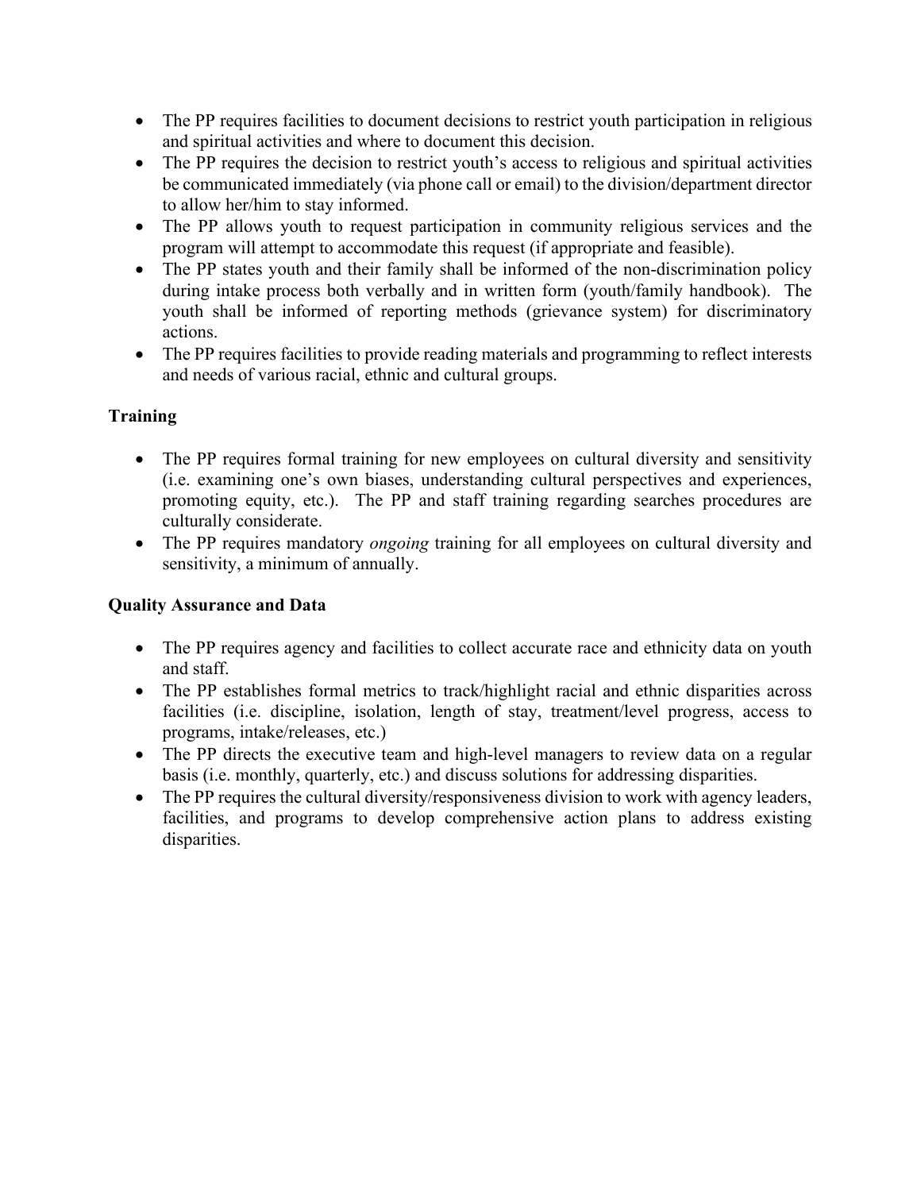- The PP requires facilities to document decisions to restrict youth participation in religious and spiritual activities and where to document this decision.
- The PP requires the decision to restrict youth's access to religious and spiritual activities be communicated immediately (via phone call or email) to the division/department director to allow her/him to stay informed.
- The PP allows youth to request participation in community religious services and the program will attempt to accommodate this request (if appropriate and feasible).
- The PP states youth and their family shall be informed of the non-discrimination policy during intake process both verbally and in written form (youth/family handbook). The youth shall be informed of reporting methods (grievance system) for discriminatory actions.
- The PP requires facilities to provide reading materials and programming to reflect interests and needs of various racial, ethnic and cultural groups.

**Training**

- The PP requires formal training for new employees on cultural diversity and sensitivity (i.e. examining one's own biases, understanding cultural perspectives and experiences, promoting equity, etc.). The PP and staff training regarding searches procedures are culturally considerate.
- The PP requires mandatory *ongoing* training for all employees on cultural diversity and sensitivity, a minimum of annually.

**Quality Assurance and Data**

- The PP requires agency and facilities to collect accurate race and ethnicity data on youth and staff.
- The PP establishes formal metrics to track/highlight racial and ethnic disparities across facilities (i.e. discipline, isolation, length of stay, treatment/level progress, access to programs, intake/releases, etc.)
- The PP directs the executive team and high-level managers to review data on a regular basis (i.e. monthly, quarterly, etc.) and discuss solutions for addressing disparities.
- The PP requires the cultural diversity/responsiveness division to work with agency leaders, facilities, and programs to develop comprehensive action plans to address existing disparities.